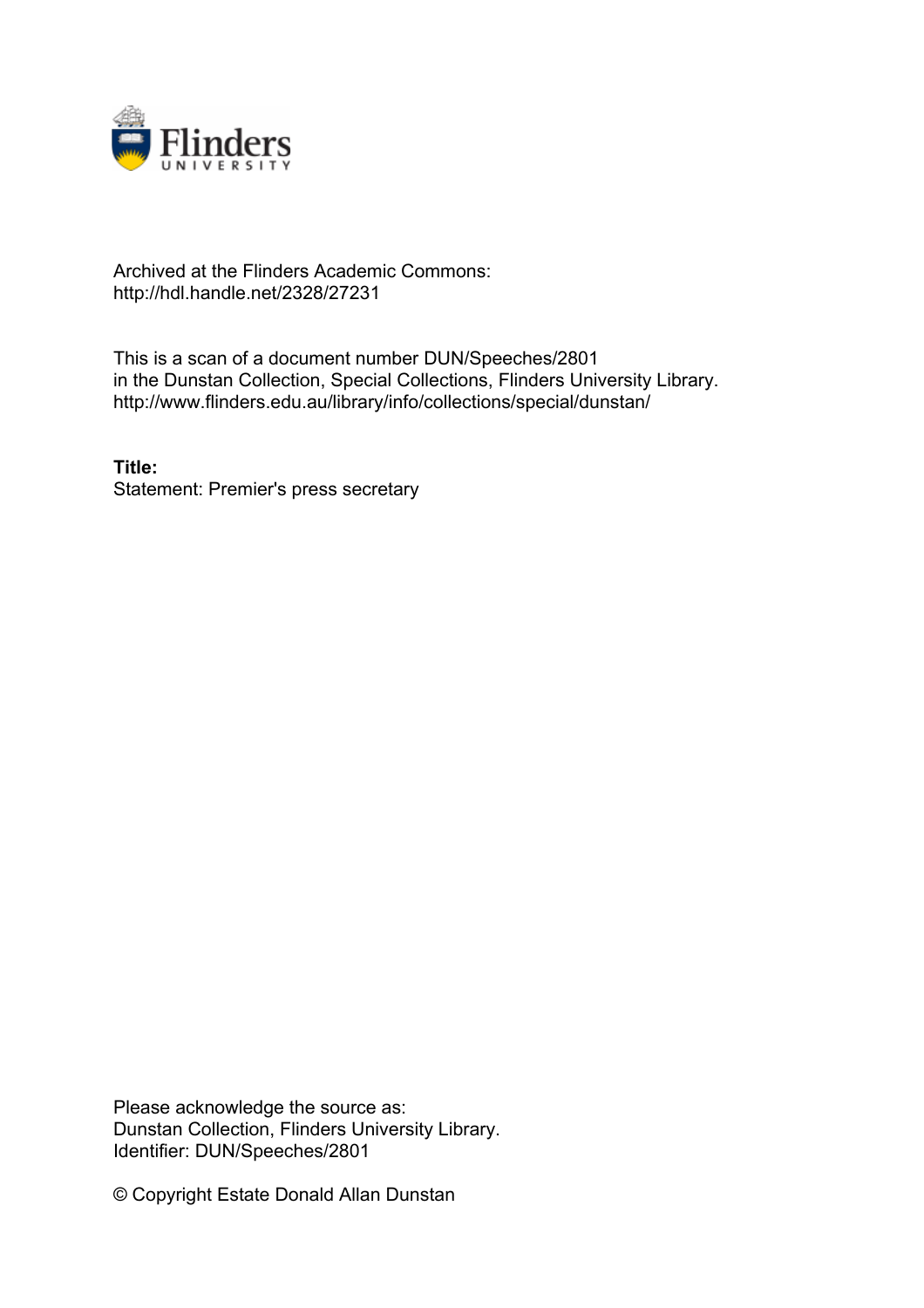Archived at the Flinders Academic Commons:
http://hdl.handle.net/2328/27231

This is a scan of a document number DUN/Speeches/2801
in the Dunstan Collection, Special Collections, Flinders University Library.
http://www.flinders.edu.au/library/info/collections/special/dunstan/

**Title:**
Statement: Premier's press secretary

Please acknowledge the source as:
Dunstan Collection, Flinders University Library.
Identifier: DUN/Speeches/2801

© Copyright Estate Donald Allan Dunstan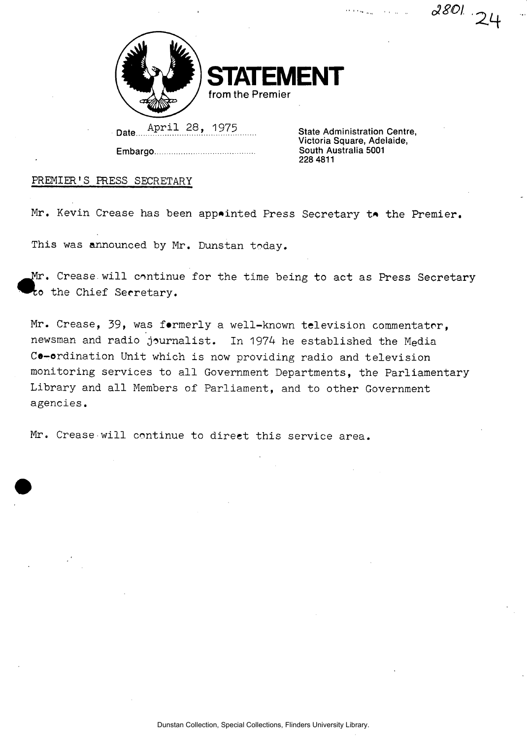# STATEMENT

from the Premier

Date April 28, 1975

Embargo

State Administration Centre,
Victoria Square, Adelaide,
South Australia 5001
228 4811

PREMIER'S PRESS SECRETARY

Mr. Kevin Crease has been appointed Press Secretary to the Premier.

This was announced by Mr. Dunstan today.

Mr. Crease will continue for the time being to act as Press Secretary to the Chief Secretary.

Mr. Crease, 39, was formerly a well-known television commentator, newsman and radio journalist. In 1974 he established the Media Co-ordination Unit which is now providing radio and television monitoring services to all Government Departments, the Parliamentary Library and all Members of Parliament, and to other Government agencies.

Mr. Crease will continue to direct this service area.

Dunstan Collection, Special Collections, Flinders University Library.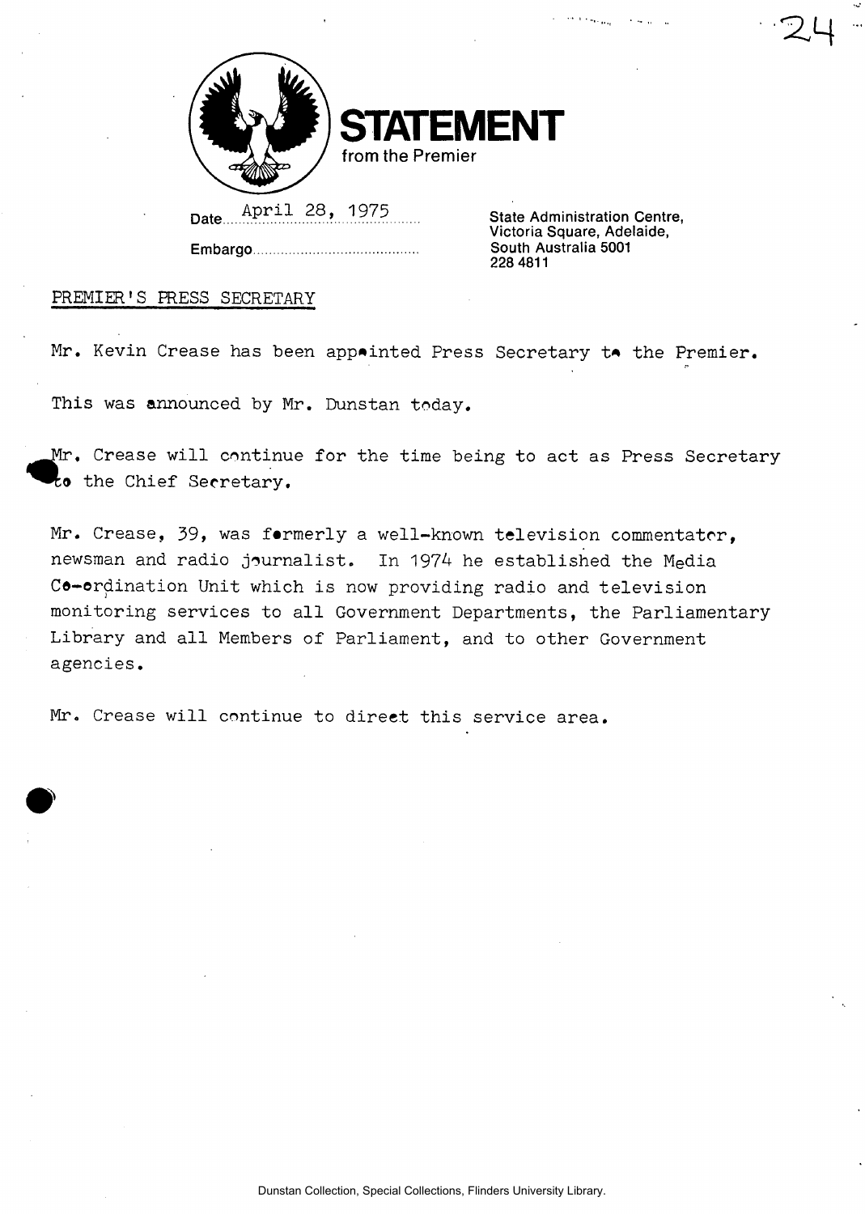# STATEMENT

from the Premier

Date April 28, 1975

Embargo

State Administration Centre,
Victoria Square, Adelaide,
South Australia 5001
228 4811

PREMIER'S PRESS SECRETARY

Mr. Kevin Crease has been appointed Press Secretary to the Premier.

This was announced by Mr. Dunstan today.

Mr. Crease will continue for the time being to act as Press Secretary to the Chief Secretary.

Mr. Crease, 39, was formerly a well-known television commentator, newsman and radio journalist. In 1974 he established the Media Co-ordination Unit which is now providing radio and television monitoring services to all Government Departments, the Parliamentary Library and all Members of Parliament, and to other Government agencies.

Mr. Crease will continue to direct this service area.

Dunstan Collection, Special Collections, Flinders University Library.